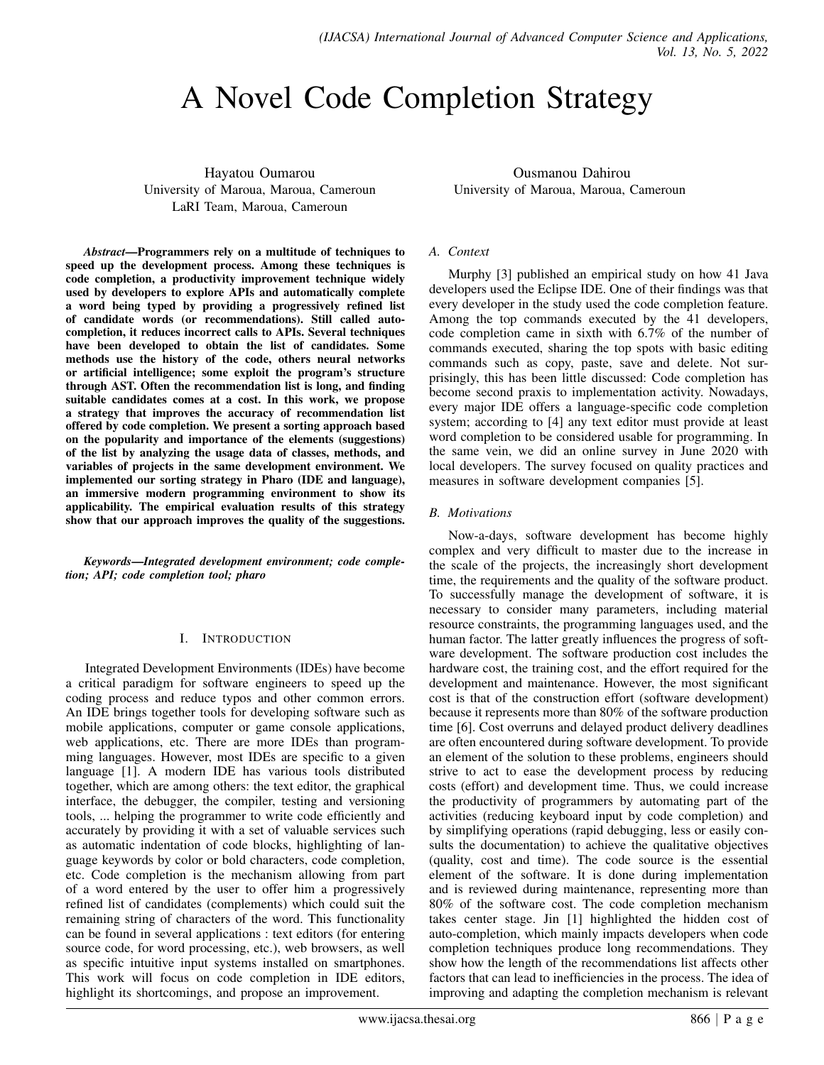# A Novel Code Completion Strategy

Hayatou Oumarou
University of Maroua, Maroua, Cameroun
LaRI Team, Maroua, Cameroun

Ousmanou Dahirou
University of Maroua, Maroua, Cameroun

***Abstract*—Programmers rely on a multitude of techniques to speed up the development process. Among these techniques is code completion, a productivity improvement technique widely used by developers to explore APIs and automatically complete a word being typed by providing a progressively refined list of candidate words (or recommendations). Still called auto-completion, it reduces incorrect calls to APIs. Several techniques have been developed to obtain the list of candidates. Some methods use the history of the code, others neural networks or artificial intelligence; some exploit the program's structure through AST. Often the recommendation list is long, and finding suitable candidates comes at a cost. In this work, we propose a strategy that improves the accuracy of recommendation list offered by code completion. We present a sorting approach based on the popularity and importance of the elements (suggestions) of the list by analyzing the usage data of classes, methods, and variables of projects in the same development environment. We implemented our sorting strategy in Pharo (IDE and language), an immersive modern programming environment to show its applicability. The empirical evaluation results of this strategy show that our approach improves the quality of the suggestions.**

***Keywords*—Integrated development environment; code completion; API; code completion tool; pharo**

## I. Introduction

Integrated Development Environments (IDEs) have become a critical paradigm for software engineers to speed up the coding process and reduce typos and other common errors. An IDE brings together tools for developing software such as mobile applications, computer or game console applications, web applications, etc. There are more IDEs than programming languages. However, most IDEs are specific to a given language [1]. A modern IDE has various tools distributed together, which are among others: the text editor, the graphical interface, the debugger, the compiler, testing and versioning tools, ... helping the programmer to write code efficiently and accurately by providing it with a set of valuable services such as automatic indentation of code blocks, highlighting of language keywords by color or bold characters, code completion, etc. Code completion is the mechanism allowing from part of a word entered by the user to offer him a progressively refined list of candidates (complements) which could suit the remaining string of characters of the word. This functionality can be found in several applications : text editors (for entering source code, for word processing, etc.), web browsers, as well as specific intuitive input systems installed on smartphones. This work will focus on code completion in IDE editors, highlight its shortcomings, and propose an improvement.

### A. Context

Murphy [3] published an empirical study on how 41 Java developers used the Eclipse IDE. One of their findings was that every developer in the study used the code completion feature. Among the top commands executed by the 41 developers, code completion came in sixth with 6.7% of the number of commands executed, sharing the top spots with basic editing commands such as copy, paste, save and delete. Not surprisingly, this has been little discussed: Code completion has become second praxis to implementation activity. Nowadays, every major IDE offers a language-specific code completion system; according to [4] any text editor must provide at least word completion to be considered usable for programming. In the same vein, we did an online survey in June 2020 with local developers. The survey focused on quality practices and measures in software development companies [5].

### B. Motivations

Now-a-days, software development has become highly complex and very difficult to master due to the increase in the scale of the projects, the increasingly short development time, the requirements and the quality of the software product. To successfully manage the development of software, it is necessary to consider many parameters, including material resource constraints, the programming languages used, and the human factor. The latter greatly influences the progress of software development. The software production cost includes the hardware cost, the training cost, and the effort required for the development and maintenance. However, the most significant cost is that of the construction effort (software development) because it represents more than 80% of the software production time [6]. Cost overruns and delayed product delivery deadlines are often encountered during software development. To provide an element of the solution to these problems, engineers should strive to act to ease the development process by reducing costs (effort) and development time. Thus, we could increase the productivity of programmers by automating part of the activities (reducing keyboard input by code completion) and by simplifying operations (rapid debugging, less or easily consults the documentation) to achieve the qualitative objectives (quality, cost and time). The code source is the essential element of the software. It is done during implementation and is reviewed during maintenance, representing more than 80% of the software cost. The code completion mechanism takes center stage. Jin [1] highlighted the hidden cost of auto-completion, which mainly impacts developers when code completion techniques produce long recommendations. They show how the length of the recommendations list affects other factors that can lead to inefficiencies in the process. The idea of improving and adapting the completion mechanism is relevant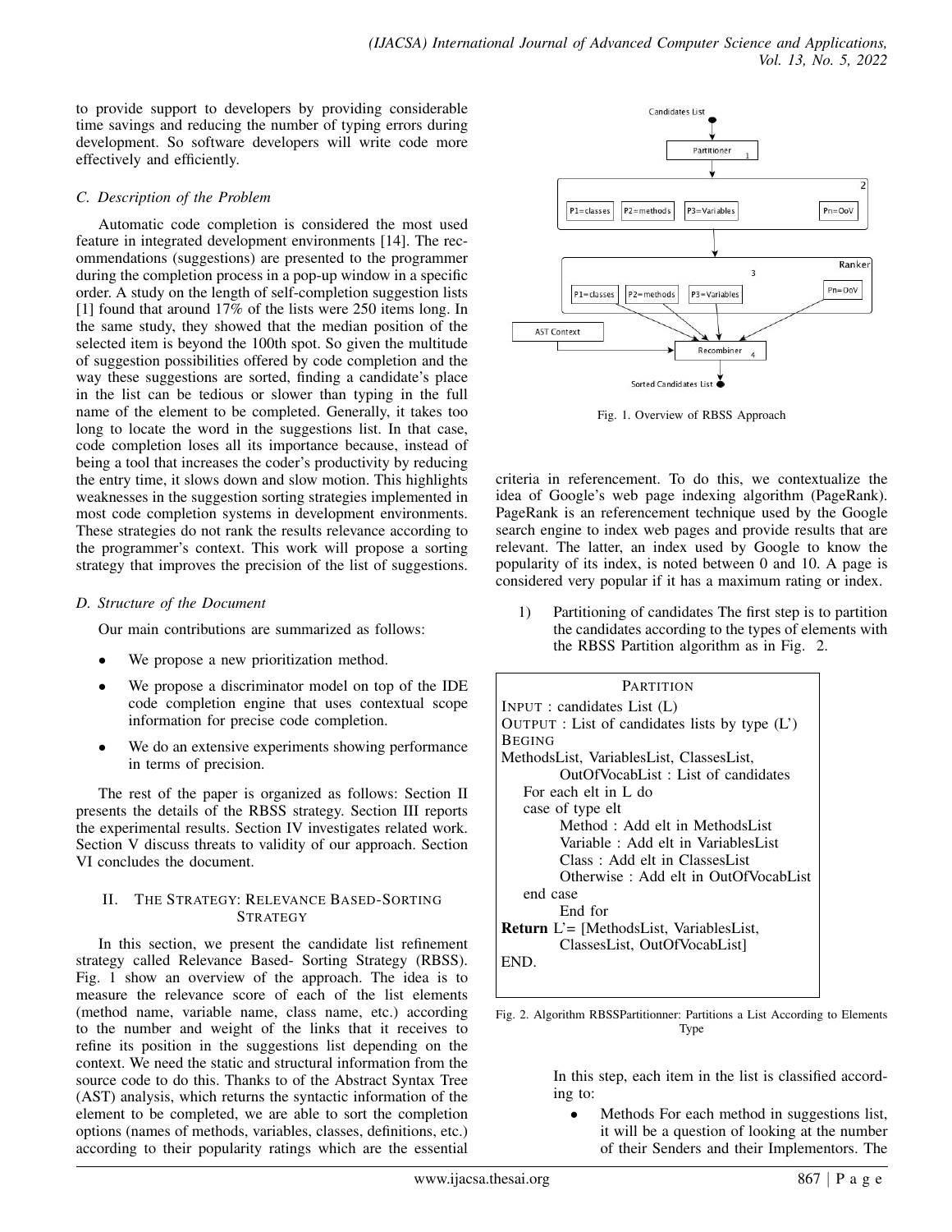to provide support to developers by providing considerable time savings and reducing the number of typing errors during development. So software developers will write code more effectively and efficiently.

### C. Description of the Problem

Automatic code completion is considered the most used feature in integrated development environments [14]. The recommendations (suggestions) are presented to the programmer during the completion process in a pop-up window in a specific order. A study on the length of self-completion suggestion lists [1] found that around 17% of the lists were 250 items long. In the same study, they showed that the median position of the selected item is beyond the 100th spot. So given the multitude of suggestion possibilities offered by code completion and the way these suggestions are sorted, finding a candidate's place in the list can be tedious or slower than typing in the full name of the element to be completed. Generally, it takes too long to locate the word in the suggestions list. In that case, code completion loses all its importance because, instead of being a tool that increases the coder's productivity by reducing the entry time, it slows down and slow motion. This highlights weaknesses in the suggestion sorting strategies implemented in most code completion systems in development environments. These strategies do not rank the results relevance according to the programmer's context. This work will propose a sorting strategy that improves the precision of the list of suggestions.

### D. Structure of the Document

Our main contributions are summarized as follows:

- We propose a new prioritization method.
- We propose a discriminator model on top of the IDE code completion engine that uses contextual scope information for precise code completion.
- We do an extensive experiments showing performance in terms of precision.

The rest of the paper is organized as follows: Section II presents the details of the RBSS strategy. Section III reports the experimental results. Section IV investigates related work. Section V discuss threats to validity of our approach. Section VI concludes the document.

## II. The Strategy: Relevance Based-Sorting Strategy

In this section, we present the candidate list refinement strategy called Relevance Based- Sorting Strategy (RBSS). Fig. 1 show an overview of the approach. The idea is to measure the relevance score of each of the list elements (method name, variable name, class name, etc.) according to the number and weight of the links that it receives to refine its position in the suggestions list depending on the context. We need the static and structural information from the source code to do this. Thanks to of the Abstract Syntax Tree (AST) analysis, which returns the syntactic information of the element to be completed, we are able to sort the completion options (names of methods, variables, classes, definitions, etc.) according to their popularity ratings which are the essential criteria in referencement. To do this, we contextualize the idea of Google's web page indexing algorithm (PageRank). PageRank is an referencement technique used by the Google search engine to index web pages and provide results that are relevant. The latter, an index used by Google to know the popularity of its index, is noted between 0 and 10. A page is considered very popular if it has a maximum rating or index.

Fig. 1. Overview of RBSS Approach

1) Partitioning of candidates The first step is to partition the candidates according to the types of elements with the RBSS Partition algorithm as in Fig. 2.

```
PARTITION
INPUT : candidates List (L)
OUTPUT : List of candidates lists by type (L')
BEGING
MethodsList, VariablesList, ClassesList,
        OutOfVocabList : List of candidates
    For each elt in L do
    case of type elt
        Method : Add elt in MethodsList
        Variable : Add elt in VariablesList
        Class : Add elt in ClassesList
        Otherwise : Add elt in OutOfVocabList
    end case
        End for
Return L'= [MethodsList, VariablesList,
        ClassesList, OutOfVocabList]
END.
```

Fig. 2. Algorithm RBSSPartitionner: Partitions a List According to Elements Type

In this step, each item in the list is classified according to:

- Methods For each method in suggestions list, it will be a question of looking at the number of their Senders and their Implementors. The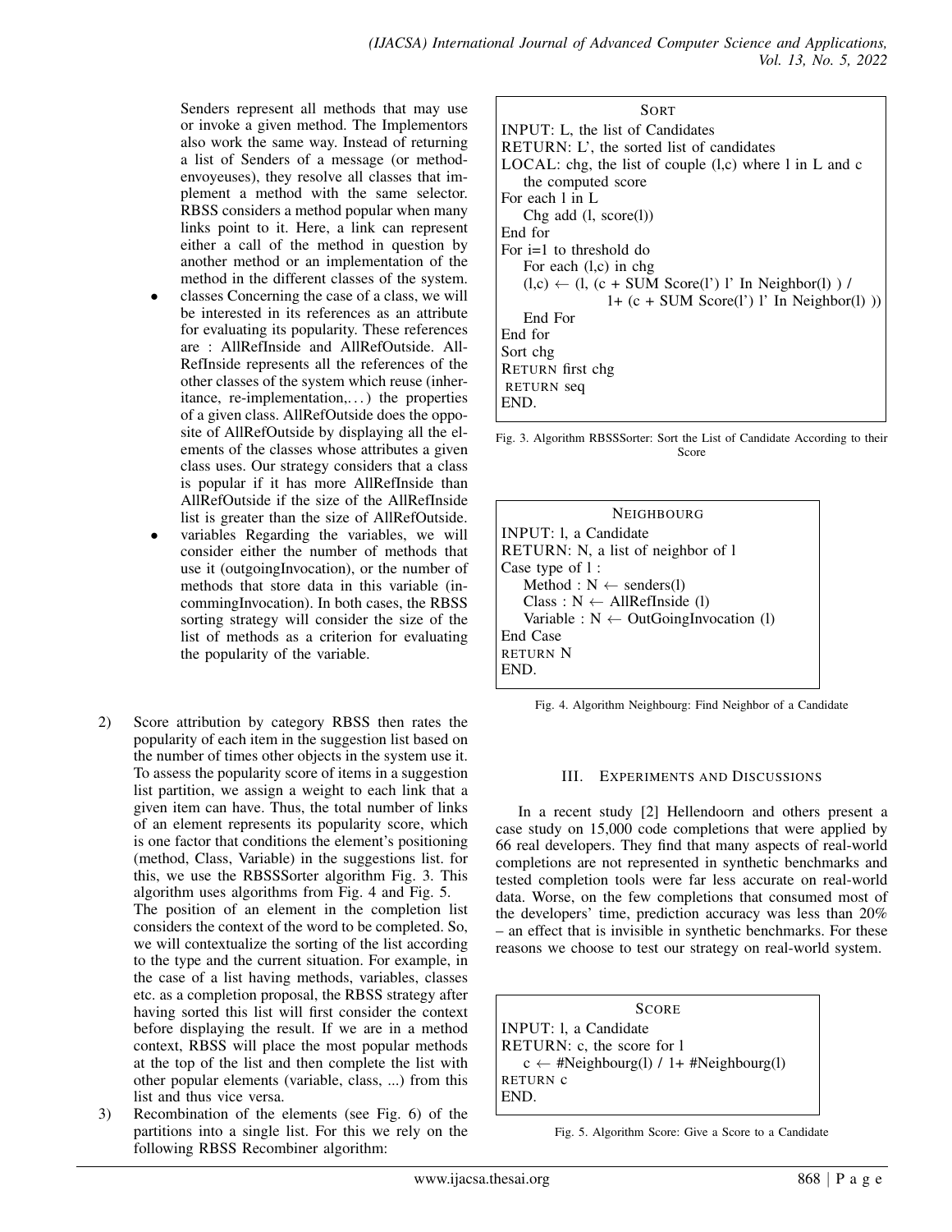Senders represent all methods that may use or invoke a given method. The Implementors also work the same way. Instead of returning a list of Senders of a message (or method-envoyeuses), they resolve all classes that implement a method with the same selector. RBSS considers a method popular when many links point to it. Here, a link can represent either a call of the method in question by another method or an implementation of the method in the different classes of the system.

- classes Concerning the case of a class, we will be interested in its references as an attribute for evaluating its popularity. These references are : AllRefInside and AllRefOutside. AllRefInside represents all the references of the other classes of the system which reuse (inheritance, re-implementation,...) the properties of a given class. AllRefOutside does the opposite of AllRefOutside by displaying all the elements of the classes whose attributes a given class uses. Our strategy considers that a class is popular if it has more AllRefInside than AllRefOutside if the size of the AllRefInside list is greater than the size of AllRefOutside.
- variables Regarding the variables, we will consider either the number of methods that use it (outgoingInvocation), or the number of methods that store data in this variable (incommingInvocation). In both cases, the RBSS sorting strategy will consider the size of the list of methods as a criterion for evaluating the popularity of the variable.

2) Score attribution by category RBSS then rates the popularity of each item in the suggestion list based on the number of times other objects in the system use it. To assess the popularity score of items in a suggestion list partition, we assign a weight to each link that a given item can have. Thus, the total number of links of an element represents its popularity score, which is one factor that conditions the element's positioning (method, Class, Variable) in the suggestions list. for this, we use the RBSSSorter algorithm Fig. 3. This algorithm uses algorithms from Fig. 4 and Fig. 5.
The position of an element in the completion list considers the context of the word to be completed. So, we will contextualize the sorting of the list according to the type and the current situation. For example, in the case of a list having methods, variables, classes etc. as a completion proposal, the RBSS strategy after having sorted this list will first consider the context before displaying the result. If we are in a method context, RBSS will place the most popular methods at the top of the list and then complete the list with other popular elements (variable, class, ...) from this list and thus vice versa.
3) Recombination of the elements (see Fig. 6) of the partitions into a single list. For this we rely on the following RBSS Recombiner algorithm:

```
SORT
INPUT: L, the list of Candidates
RETURN: L', the sorted list of candidates
LOCAL: chg, the list of couple (l,c) where l in L and c
   the computed score
For each l in L
   Chg add (l, score(l))
End for
For i=1 to threshold do
   For each (l,c) in chg
   (l,c) ← (l, (c + SUM Score(l') l' In Neighbor(l) ) /
               1+ (c + SUM Score(l') l' In Neighbor(l) ))
   End For
End for
Sort chg
RETURN first chg
RETURN seq
END.
```

Fig. 3. Algorithm RBSSSorter: Sort the List of Candidate According to their Score

```
NEIGHBOURG
INPUT: l, a Candidate
RETURN: N, a list of neighbor of l
Case type of l :
   Method : N ← senders(l)
   Class : N ← AllRefInside (l)
   Variable : N ← OutGoingInvocation (l)
End Case
RETURN N
END.
```

Fig. 4. Algorithm Neighbourg: Find Neighbor of a Candidate

## III. Experiments and Discussions

In a recent study [2] Hellendoorn and others present a case study on 15,000 code completions that were applied by 66 real developers. They find that many aspects of real-world completions are not represented in synthetic benchmarks and tested completion tools were far less accurate on real-world data. Worse, on the few completions that consumed most of the developers' time, prediction accuracy was less than 20% – an effect that is invisible in synthetic benchmarks. For these reasons we choose to test our strategy on real-world system.

```
SCORE
INPUT: l, a Candidate
RETURN: c, the score for l
   c ← #Neighbourg(l) / 1+ #Neighbourg(l)
RETURN c
END.
```

Fig. 5. Algorithm Score: Give a Score to a Candidate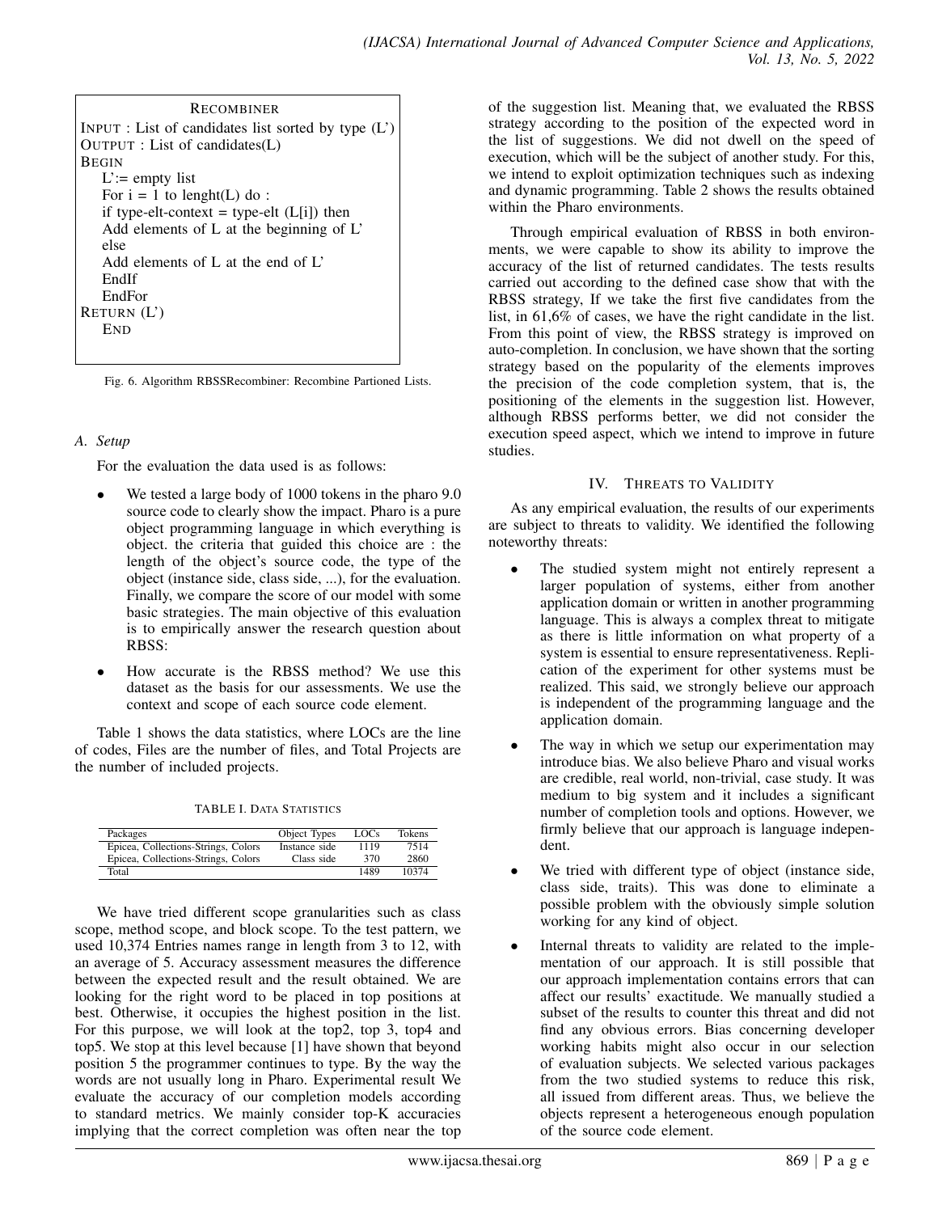```
RECOMBINER
INPUT : List of candidates list sorted by type (L')
OUTPUT : List of candidates(L)
BEGIN
    L':= empty list
    For i = 1 to lenght(L) do :
    if type-elt-context = type-elt (L[i]) then
    Add elements of L at the beginning of L'
    else
    Add elements of L at the end of L'
    EndIf
    EndFor
RETURN (L')
    END
```

Fig. 6. Algorithm RBSSRecombiner: Recombine Partioned Lists.

### A. Setup

For the evaluation the data used is as follows:

- We tested a large body of 1000 tokens in the pharo 9.0 source code to clearly show the impact. Pharo is a pure object programming language in which everything is object. the criteria that guided this choice are : the length of the object's source code, the type of the object (instance side, class side, ...), for the evaluation. Finally, we compare the score of our model with some basic strategies. The main objective of this evaluation is to empirically answer the research question about RBSS:
- How accurate is the RBSS method? We use this dataset as the basis for our assessments. We use the context and scope of each source code element.

Table 1 shows the data statistics, where LOCs are the line of codes, Files are the number of files, and Total Projects are the number of included projects.

TABLE I. DATA STATISTICS

| Packages | Object Types | LOCs | Tokens |
|---|---|---|---|
| Epicea, Collections-Strings, Colors | Instance side | 1119 | 7514 |
| Epicea, Collections-Strings, Colors | Class side | 370 | 2860 |
| Total | | 1489 | 10374 |

We have tried different scope granularities such as class scope, method scope, and block scope. To the test pattern, we used 10,374 Entries names range in length from 3 to 12, with an average of 5. Accuracy assessment measures the difference between the expected result and the result obtained. We are looking for the right word to be placed in top positions at best. Otherwise, it occupies the highest position in the list. For this purpose, we will look at the top2, top 3, top4 and top5. We stop at this level because [1] have shown that beyond position 5 the programmer continues to type. By the way the words are not usually long in Pharo. Experimental result We evaluate the accuracy of our completion models according to standard metrics. We mainly consider top-K accuracies implying that the correct completion was often near the top of the suggestion list. Meaning that, we evaluated the RBSS strategy according to the position of the expected word in the list of suggestions. We did not dwell on the speed of execution, which will be the subject of another study. For this, we intend to exploit optimization techniques such as indexing and dynamic programming. Table 2 shows the results obtained within the Pharo environments.

Through empirical evaluation of RBSS in both environments, we were capable to show its ability to improve the accuracy of the list of returned candidates. The tests results carried out according to the defined case show that with the RBSS strategy, If we take the first five candidates from the list, in 61,6% of cases, we have the right candidate in the list. From this point of view, the RBSS strategy is improved on auto-completion. In conclusion, we have shown that the sorting strategy based on the popularity of the elements improves the precision of the code completion system, that is, the positioning of the elements in the suggestion list. However, although RBSS performs better, we did not consider the execution speed aspect, which we intend to improve in future studies.

## IV. THREATS TO VALIDITY

As any empirical evaluation, the results of our experiments are subject to threats to validity. We identified the following noteworthy threats:

- The studied system might not entirely represent a larger population of systems, either from another application domain or written in another programming language. This is always a complex threat to mitigate as there is little information on what property of a system is essential to ensure representativeness. Replication of the experiment for other systems must be realized. This said, we strongly believe our approach is independent of the programming language and the application domain.
- The way in which we setup our experimentation may introduce bias. We also believe Pharo and visual works are credible, real world, non-trivial, case study. It was medium to big system and it includes a significant number of completion tools and options. However, we firmly believe that our approach is language independent.
- We tried with different type of object (instance side, class side, traits). This was done to eliminate a possible problem with the obviously simple solution working for any kind of object.
- Internal threats to validity are related to the implementation of our approach. It is still possible that our approach implementation contains errors that can affect our results' exactitude. We manually studied a subset of the results to counter this threat and did not find any obvious errors. Bias concerning developer working habits might also occur in our selection of evaluation subjects. We selected various packages from the two studied systems to reduce this risk, all issued from different areas. Thus, we believe the objects represent a heterogeneous enough population of the source code element.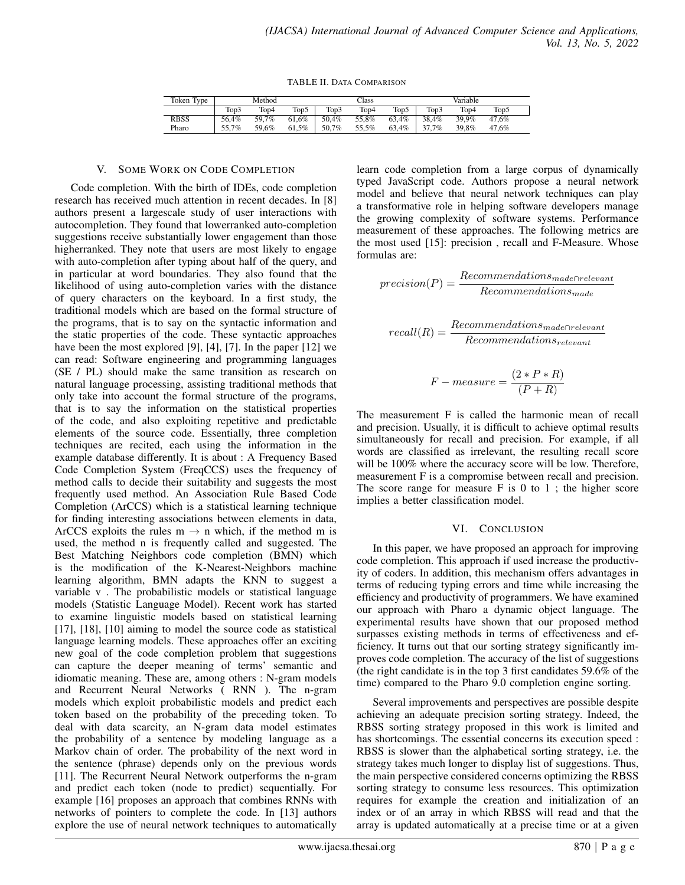TABLE II. DATA COMPARISON

| Token Type | Method | | | Class | | | Variable | | |
|---|---|---|---|---|---|---|---|---|---|
| | Top3 | Top4 | Top5 | Top3 | Top4 | Top5 | Top3 | Top4 | Top5 |
| RBSS | 56,4% | 59,7% | 61,6% | 50,4% | 55,8% | 63,4% | 38,4% | 39,9% | 47,6% |
| Pharo | 55,7% | 59,6% | 61,5% | 50,7% | 55,5% | 63,4% | 37,7% | 39,8% | 47,6% |

## V. SOME WORK ON CODE COMPLETION

Code completion. With the birth of IDEs, code completion research has received much attention in recent decades. In [8] authors present a largescale study of user interactions with autocompletion. They found that lowerranked auto-completion suggestions receive substantially lower engagement than those higherranked. They note that users are most likely to engage with auto-completion after typing about half of the query, and in particular at word boundaries. They also found that the likelihood of using auto-completion varies with the distance of query characters on the keyboard. In a first study, the traditional models which are based on the formal structure of the programs, that is to say on the syntactic information and the static properties of the code. These syntactic approaches have been the most explored [9], [4], [7]. In the paper [12] we can read: Software engineering and programming languages (SE / PL) should make the same transition as research on natural language processing, assisting traditional methods that only take into account the formal structure of the programs, that is to say the information on the statistical properties of the code, and also exploiting repetitive and predictable elements of the source code. Essentially, three completion techniques are recited, each using the information in the example database differently. It is about : A Frequency Based Code Completion System (FreqCCS) uses the frequency of method calls to decide their suitability and suggests the most frequently used method. An Association Rule Based Code Completion (ArCCS) which is a statistical learning technique for finding interesting associations between elements in data, ArCCS exploits the rules $m \rightarrow n$ which, if the method m is used, the method n is frequently called and suggested. The Best Matching Neighbors code completion (BMN) which is the modification of the K-Nearest-Neighbors machine learning algorithm, BMN adapts the KNN to suggest a variable v . The probabilistic models or statistical language models (Statistic Language Model). Recent work has started to examine linguistic models based on statistical learning [17], [18], [10] aiming to model the source code as statistical language learning models. These approaches offer an exciting new goal of the code completion problem that suggestions can capture the deeper meaning of terms' semantic and idiomatic meaning. These are, among others : N-gram models and Recurrent Neural Networks ( RNN ). The n-gram models which exploit probabilistic models and predict each token based on the probability of the preceding token. To deal with data scarcity, an N-gram data model estimates the probability of a sentence by modeling language as a Markov chain of order. The probability of the next word in the sentence (phrase) depends only on the previous words [11]. The Recurrent Neural Network outperforms the n-gram and predict each token (node to predict) sequentially. For example [16] proposes an approach that combines RNNs with networks of pointers to complete the code. In [13] authors explore the use of neural network techniques to automatically learn code completion from a large corpus of dynamically typed JavaScript code. Authors propose a neural network model and believe that neural network techniques can play a transformative role in helping software developers manage the growing complexity of software systems. Performance measurement of these approaches. The following metrics are the most used [15]: precision , recall and F-Measure. Whose formulas are:

$$precision(P) = \frac{Recommendations_{made \cap relevant}}{Recommendations_{made}}$$

$$recall(R) = \frac{Recommendations_{made \cap relevant}}{Recommendations_{relevant}}$$

$$F - measure = \frac{(2 * P * R)}{(P + R)}$$

The measurement F is called the harmonic mean of recall and precision. Usually, it is difficult to achieve optimal results simultaneously for recall and precision. For example, if all words are classified as irrelevant, the resulting recall score will be 100% where the accuracy score will be low. Therefore, measurement F is a compromise between recall and precision. The score range for measure F is 0 to 1 ; the higher score implies a better classification model.

## VI. CONCLUSION

In this paper, we have proposed an approach for improving code completion. This approach if used increase the productivity of coders. In addition, this mechanism offers advantages in terms of reducing typing errors and time while increasing the efficiency and productivity of programmers. We have examined our approach with Pharo a dynamic object language. The experimental results have shown that our proposed method surpasses existing methods in terms of effectiveness and efficiency. It turns out that our sorting strategy significantly improves code completion. The accuracy of the list of suggestions (the right candidate is in the top 3 first candidates 59.6% of the time) compared to the Pharo 9.0 completion engine sorting.

Several improvements and perspectives are possible despite achieving an adequate precision sorting strategy. Indeed, the RBSS sorting strategy proposed in this work is limited and has shortcomings. The essential concerns its execution speed : RBSS is slower than the alphabetical sorting strategy, i.e. the strategy takes much longer to display list of suggestions. Thus, the main perspective considered concerns optimizing the RBSS sorting strategy to consume less resources. This optimization requires for example the creation and initialization of an index or of an array in which RBSS will read and that the array is updated automatically at a precise time or at a given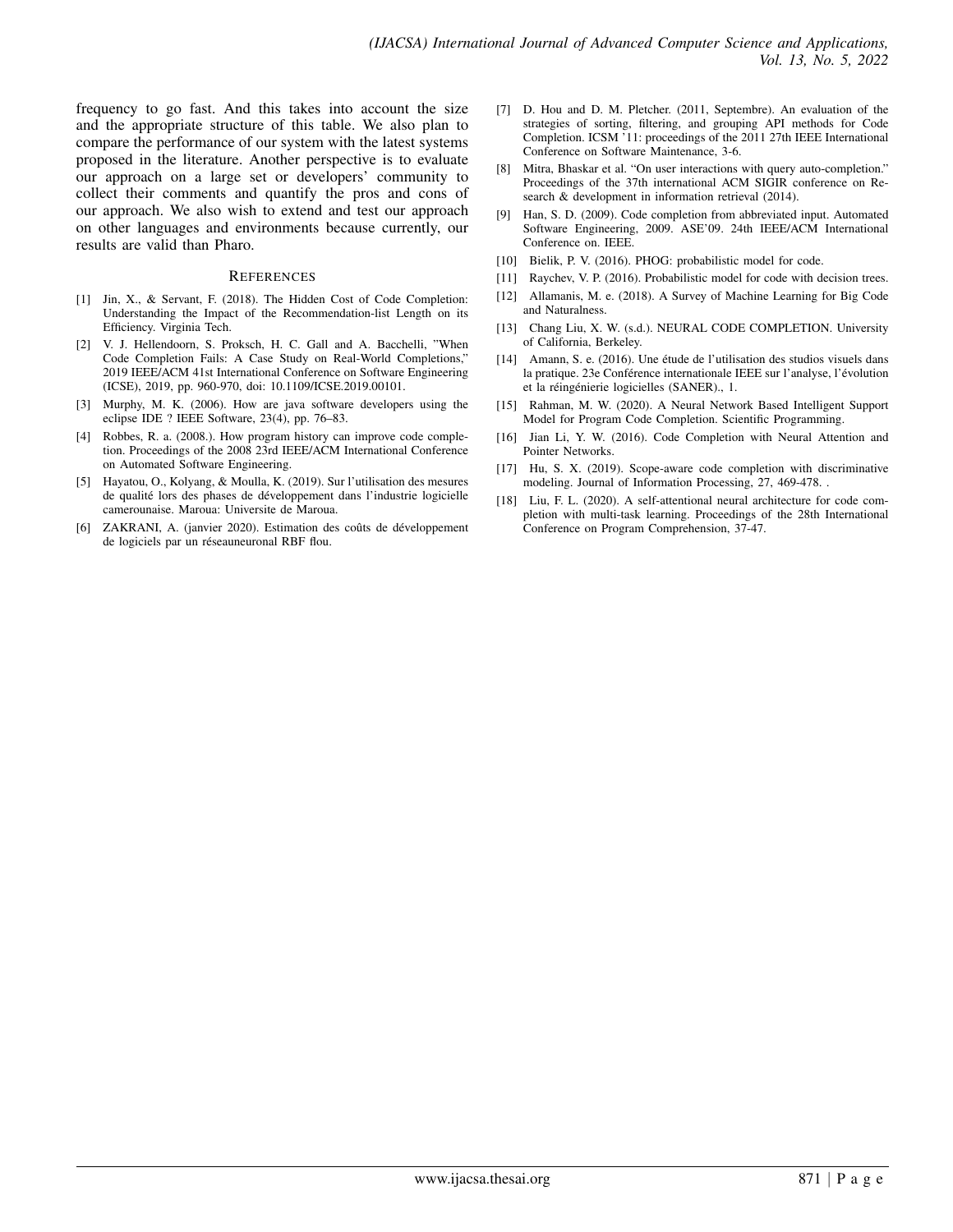frequency to go fast. And this takes into account the size and the appropriate structure of this table. We also plan to compare the performance of our system with the latest systems proposed in the literature. Another perspective is to evaluate our approach on a large set or developers' community to collect their comments and quantify the pros and cons of our approach. We also wish to extend and test our approach on other languages and environments because currently, our results are valid than Pharo.

## REFERENCES

[1] Jin, X., & Servant, F. (2018). The Hidden Cost of Code Completion: Understanding the Impact of the Recommendation-list Length on its Efficiency. Virginia Tech.

[2] V. J. Hellendoorn, S. Proksch, H. C. Gall and A. Bacchelli, "When Code Completion Fails: A Case Study on Real-World Completions," 2019 IEEE/ACM 41st International Conference on Software Engineering (ICSE), 2019, pp. 960-970, doi: 10.1109/ICSE.2019.00101.

[3] Murphy, M. K. (2006). How are java software developers using the eclipse IDE ? IEEE Software, 23(4), pp. 76–83.

[4] Robbes, R. a. (2008.). How program history can improve code completion. Proceedings of the 2008 23rd IEEE/ACM International Conference on Automated Software Engineering.

[5] Hayatou, O., Kolyang, & Moulla, K. (2019). Sur l'utilisation des mesures de qualité lors des phases de développement dans l'industrie logicielle camerounaise. Maroua: Universite de Maroua.

[6] ZAKRANI, A. (janvier 2020). Estimation des coûts de développement de logiciels par un réseauneuronal RBF flou.

[7] D. Hou and D. M. Pletcher. (2011, Septembre). An evaluation of the strategies of sorting, filtering, and grouping API methods for Code Completion. ICSM '11: proceedings of the 2011 27th IEEE International Conference on Software Maintenance, 3-6.

[8] Mitra, Bhaskar et al. "On user interactions with query auto-completion." Proceedings of the 37th international ACM SIGIR conference on Research & development in information retrieval (2014).

[9] Han, S. D. (2009). Code completion from abbreviated input. Automated Software Engineering, 2009. ASE'09. 24th IEEE/ACM International Conference on. IEEE.

[10] Bielik, P. V. (2016). PHOG: probabilistic model for code.

[11] Raychev, V. P. (2016). Probabilistic model for code with decision trees.

[12] Allamanis, M. e. (2018). A Survey of Machine Learning for Big Code and Naturalness.

[13] Chang Liu, X. W. (s.d.). NEURAL CODE COMPLETION. University of California, Berkeley.

[14] Amann, S. e. (2016). Une étude de l'utilisation des studios visuels dans la pratique. 23e Conférence internationale IEEE sur l'analyse, l'évolution et la réingénierie logicielles (SANER)., 1.

[15] Rahman, M. W. (2020). A Neural Network Based Intelligent Support Model for Program Code Completion. Scientific Programming.

[16] Jian Li, Y. W. (2016). Code Completion with Neural Attention and Pointer Networks.

[17] Hu, S. X. (2019). Scope-aware code completion with discriminative modeling. Journal of Information Processing, 27, 469-478. .

[18] Liu, F. L. (2020). A self-attentional neural architecture for code completion with multi-task learning. Proceedings of the 28th International Conference on Program Comprehension, 37-47.